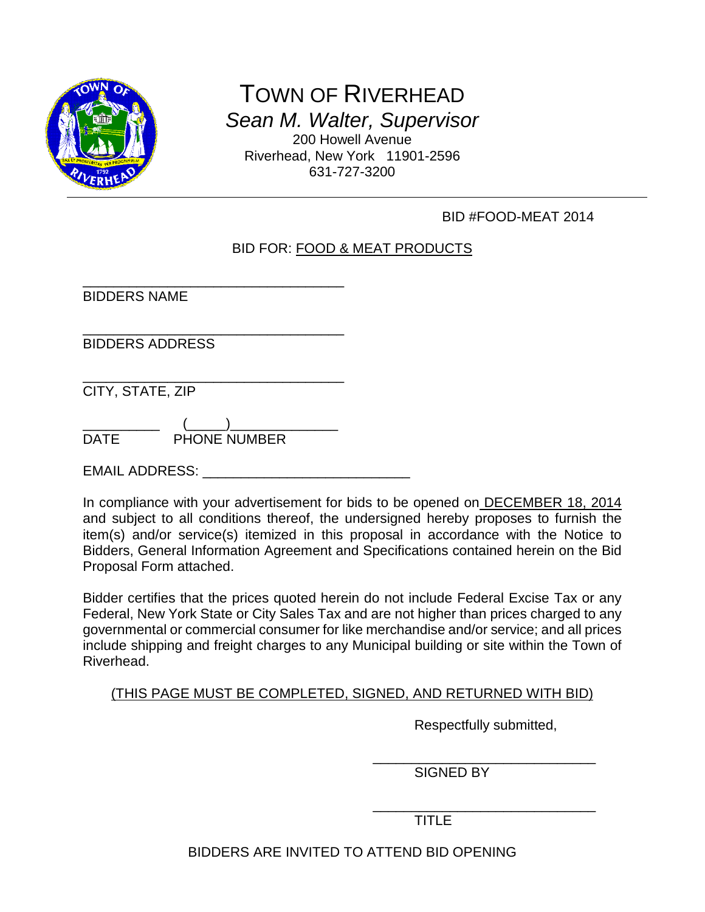# TOWN OF RIVERHEAD

*Sean M. Walter, Supervisor*

200 Howell Avenue
Riverhead, New York 11901-2596
631-727-3200

---

BID #FOOD-MEAT 2014

BID FOR: FOOD & MEAT PRODUCTS

___________________________________
BIDDERS NAME

___________________________________
BIDDERS ADDRESS

___________________________________
CITY, STATE, ZIP

__________ (_____)______________
DATE PHONE NUMBER

EMAIL ADDRESS: ____________________________

In compliance with your advertisement for bids to be opened on DECEMBER 18, 2014 and subject to all conditions thereof, the undersigned hereby proposes to furnish the item(s) and/or service(s) itemized in this proposal in accordance with the Notice to Bidders, General Information Agreement and Specifications contained herein on the Bid Proposal Form attached.

Bidder certifies that the prices quoted herein do not include Federal Excise Tax or any Federal, New York State or City Sales Tax and are not higher than prices charged to any governmental or commercial consumer for like merchandise and/or service; and all prices include shipping and freight charges to any Municipal building or site within the Town of Riverhead.

(THIS PAGE MUST BE COMPLETED, SIGNED, AND RETURNED WITH BID)

Respectfully submitted,

______________________________
SIGNED BY

______________________________
TITLE

BIDDERS ARE INVITED TO ATTEND BID OPENING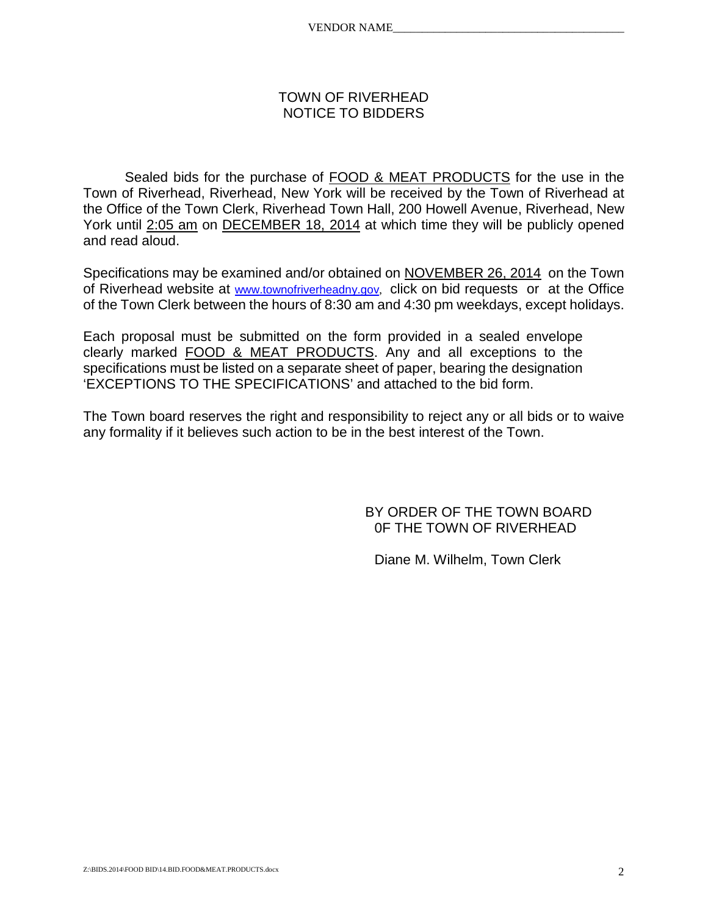VENDOR NAME_______________________________________

# TOWN OF RIVERHEAD
# NOTICE TO BIDDERS

Sealed bids for the purchase of FOOD & MEAT PRODUCTS for the use in the Town of Riverhead, Riverhead, New York will be received by the Town of Riverhead at the Office of the Town Clerk, Riverhead Town Hall, 200 Howell Avenue, Riverhead, New York until 2:05 am on DECEMBER 18, 2014 at which time they will be publicly opened and read aloud.

Specifications may be examined and/or obtained on NOVEMBER 26, 2014 on the Town of Riverhead website at www.townofriverheadny.gov, click on bid requests or at the Office of the Town Clerk between the hours of 8:30 am and 4:30 pm weekdays, except holidays.

Each proposal must be submitted on the form provided in a sealed envelope clearly marked FOOD & MEAT PRODUCTS. Any and all exceptions to the specifications must be listed on a separate sheet of paper, bearing the designation 'EXCEPTIONS TO THE SPECIFICATIONS' and attached to the bid form.

The Town board reserves the right and responsibility to reject any or all bids or to waive any formality if it believes such action to be in the best interest of the Town.

BY ORDER OF THE TOWN BOARD
0F THE TOWN OF RIVERHEAD

Diane M. Wilhelm, Town Clerk

Z:\BIDS.2014\FOOD BID\14.BID.FOOD&MEAT.PRODUCTS.docx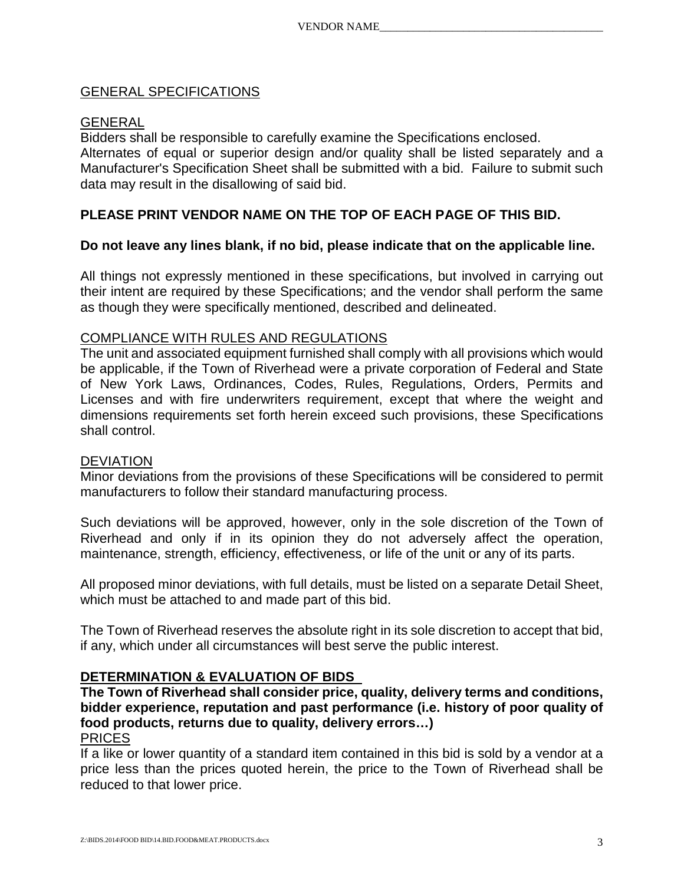## GENERAL SPECIFICATIONS

### GENERAL

Bidders shall be responsible to carefully examine the Specifications enclosed.
Alternates of equal or superior design and/or quality shall be listed separately and a Manufacturer's Specification Sheet shall be submitted with a bid. Failure to submit such data may result in the disallowing of said bid.

**PLEASE PRINT VENDOR NAME ON THE TOP OF EACH PAGE OF THIS BID.**

**Do not leave any lines blank, if no bid, please indicate that on the applicable line.**

All things not expressly mentioned in these specifications, but involved in carrying out their intent are required by these Specifications; and the vendor shall perform the same as though they were specifically mentioned, described and delineated.

### COMPLIANCE WITH RULES AND REGULATIONS

The unit and associated equipment furnished shall comply with all provisions which would be applicable, if the Town of Riverhead were a private corporation of Federal and State of New York Laws, Ordinances, Codes, Rules, Regulations, Orders, Permits and Licenses and with fire underwriters requirement, except that where the weight and dimensions requirements set forth herein exceed such provisions, these Specifications shall control.

### DEVIATION

Minor deviations from the provisions of these Specifications will be considered to permit manufacturers to follow their standard manufacturing process.

Such deviations will be approved, however, only in the sole discretion of the Town of Riverhead and only if in its opinion they do not adversely affect the operation, maintenance, strength, efficiency, effectiveness, or life of the unit or any of its parts.

All proposed minor deviations, with full details, must be listed on a separate Detail Sheet, which must be attached to and made part of this bid.

The Town of Riverhead reserves the absolute right in its sole discretion to accept that bid, if any, which under all circumstances will best serve the public interest.

### DETERMINATION & EVALUATION OF BIDS

**The Town of Riverhead shall consider price, quality, delivery terms and conditions, bidder experience, reputation and past performance (i.e. history of poor quality of food products, returns due to quality, delivery errors…)**

### PRICES

If a like or lower quantity of a standard item contained in this bid is sold by a vendor at a price less than the prices quoted herein, the price to the Town of Riverhead shall be reduced to that lower price.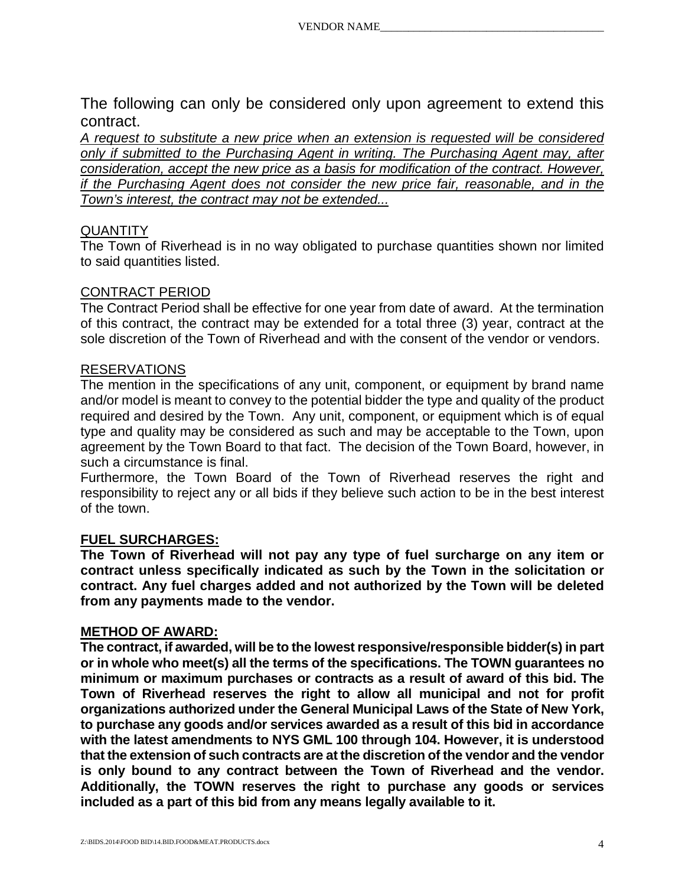VENDOR NAME_______________________________________

The following can only be considered only upon agreement to extend this contract.

*<u>A request to substitute a new price when an extension is requested will be considered only if submitted to the Purchasing Agent in writing. The Purchasing Agent may, after consideration, accept the new price as a basis for modification of the contract. However, if the Purchasing Agent does not consider the new price fair, reasonable, and in the Town's interest, the contract may not be extended...</u>*

<u>QUANTITY</u>

The Town of Riverhead is in no way obligated to purchase quantities shown nor limited to said quantities listed.

<u>CONTRACT PERIOD</u>

The Contract Period shall be effective for one year from date of award. At the termination of this contract, the contract may be extended for a total three (3) year, contract at the sole discretion of the Town of Riverhead and with the consent of the vendor or vendors.

<u>RESERVATIONS</u>

The mention in the specifications of any unit, component, or equipment by brand name and/or model is meant to convey to the potential bidder the type and quality of the product required and desired by the Town. Any unit, component, or equipment which is of equal type and quality may be considered as such and may be acceptable to the Town, upon agreement by the Town Board to that fact. The decision of the Town Board, however, in such a circumstance is final.

Furthermore, the Town Board of the Town of Riverhead reserves the right and responsibility to reject any or all bids if they believe such action to be in the best interest of the town.

**<u>FUEL SURCHARGES:</u>**

**The Town of Riverhead will not pay any type of fuel surcharge on any item or contract unless specifically indicated as such by the Town in the solicitation or contract. Any fuel charges added and not authorized by the Town will be deleted from any payments made to the vendor.**

**<u>METHOD OF AWARD:</u>**

**The contract, if awarded, will be to the lowest responsive/responsible bidder(s) in part or in whole who meet(s) all the terms of the specifications. The TOWN guarantees no minimum or maximum purchases or contracts as a result of award of this bid. The Town of Riverhead reserves the right to allow all municipal and not for profit organizations authorized under the General Municipal Laws of the State of New York, to purchase any goods and/or services awarded as a result of this bid in accordance with the latest amendments to NYS GML 100 through 104. However, it is understood that the extension of such contracts are at the discretion of the vendor and the vendor is only bound to any contract between the Town of Riverhead and the vendor. Additionally, the TOWN reserves the right to purchase any goods or services included as a part of this bid from any means legally available to it.**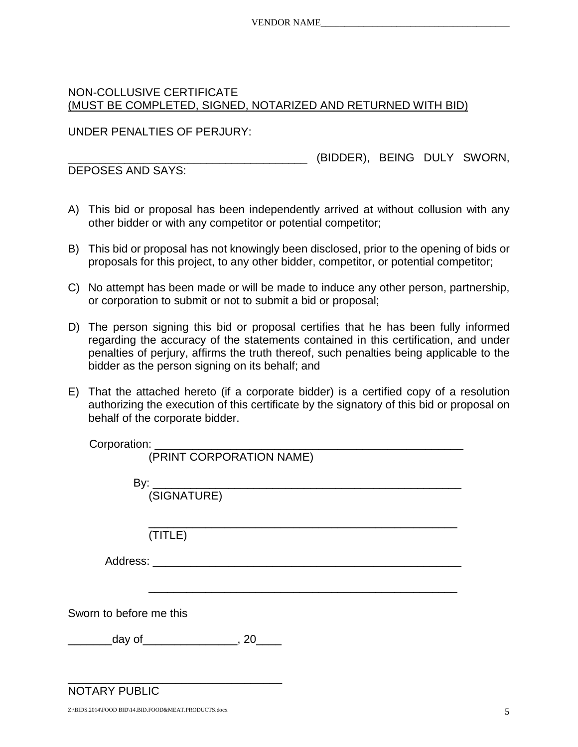VENDOR NAME_______________________________________

NON-COLLUSIVE CERTIFICATE
(MUST BE COMPLETED, SIGNED, NOTARIZED AND RETURNED WITH BID)

UNDER PENALTIES OF PERJURY:

_______________________________________ (BIDDER), BEING DULY SWORN, DEPOSES AND SAYS:

A) This bid or proposal has been independently arrived at without collusion with any other bidder or with any competitor or potential competitor;

B) This bid or proposal has not knowingly been disclosed, prior to the opening of bids or proposals for this project, to any other bidder, competitor, or potential competitor;

C) No attempt has been made or will be made to induce any other person, partnership, or corporation to submit or not to submit a bid or proposal;

D) The person signing this bid or proposal certifies that he has been fully informed regarding the accuracy of the statements contained in this certification, and under penalties of perjury, affirms the truth thereof, such penalties being applicable to the bidder as the person signing on its behalf; and

E) That the attached hereto (if a corporate bidder) is a certified copy of a resolution authorizing the execution of this certificate by the signatory of this bid or proposal on behalf of the corporate bidder.

Corporation: __________________________________________________
(PRINT CORPORATION NAME)

By: __________________________________________________
(SIGNATURE)

__________________________________________________
(TITLE)

Address: __________________________________________________

__________________________________________________

Sworn to before me this

_______day of_______________, 20____

___________________________________
NOTARY PUBLIC

Z:\BIDS.2014\FOOD BID\14.BID.FOOD&MEAT.PRODUCTS.docx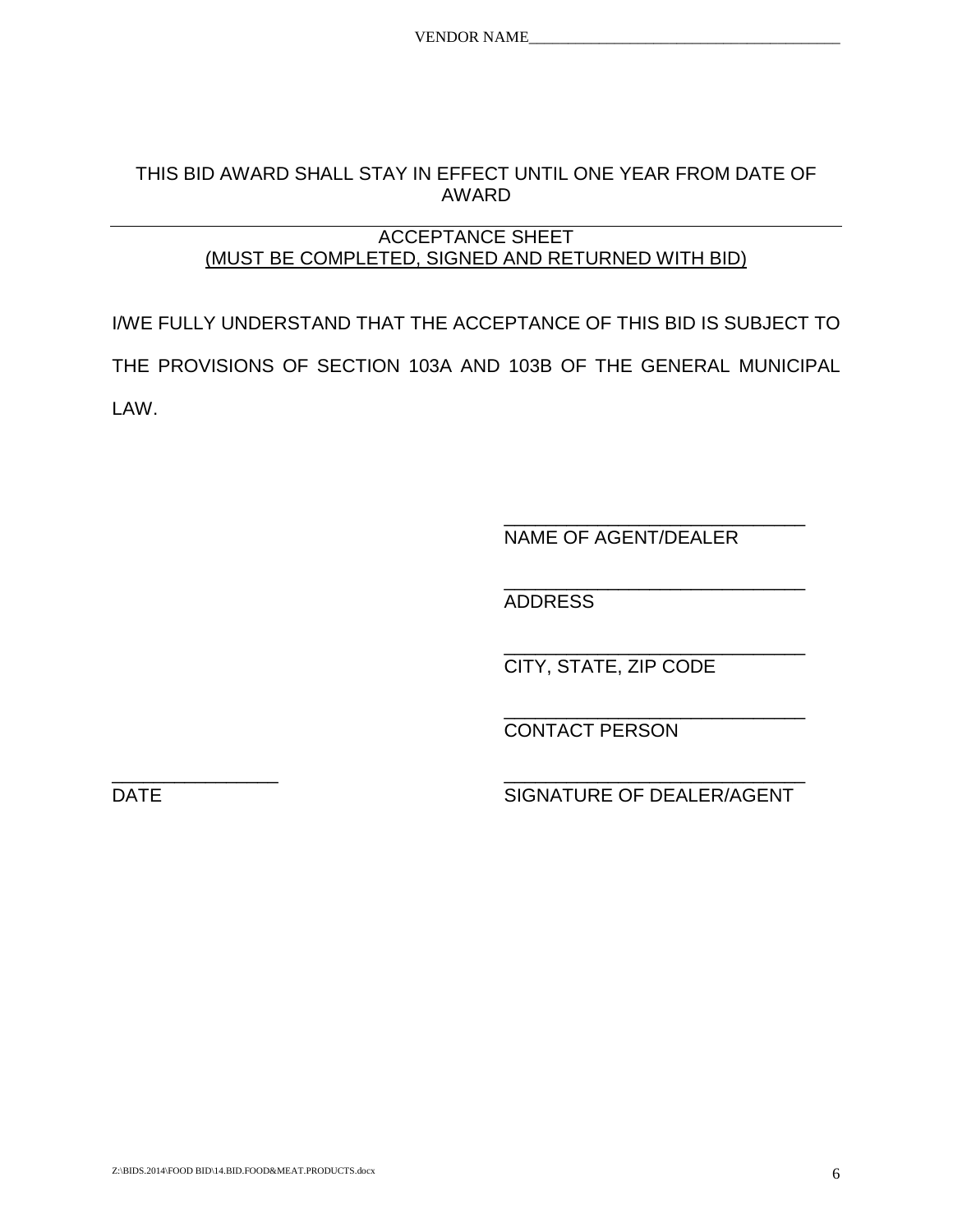VENDOR NAME_________________________________________

THIS BID AWARD SHALL STAY IN EFFECT UNTIL ONE YEAR FROM DATE OF AWARD

---

ACCEPTANCE SHEET
(MUST BE COMPLETED, SIGNED AND RETURNED WITH BID)

I/WE FULLY UNDERSTAND THAT THE ACCEPTANCE OF THIS BID IS SUBJECT TO THE PROVISIONS OF SECTION 103A AND 103B OF THE GENERAL MUNICIPAL LAW.

_____________________________
NAME OF AGENT/DEALER

_____________________________
ADDRESS

_____________________________
CITY, STATE, ZIP CODE

_____________________________
CONTACT PERSON

_________________ _____________________________
DATE SIGNATURE OF DEALER/AGENT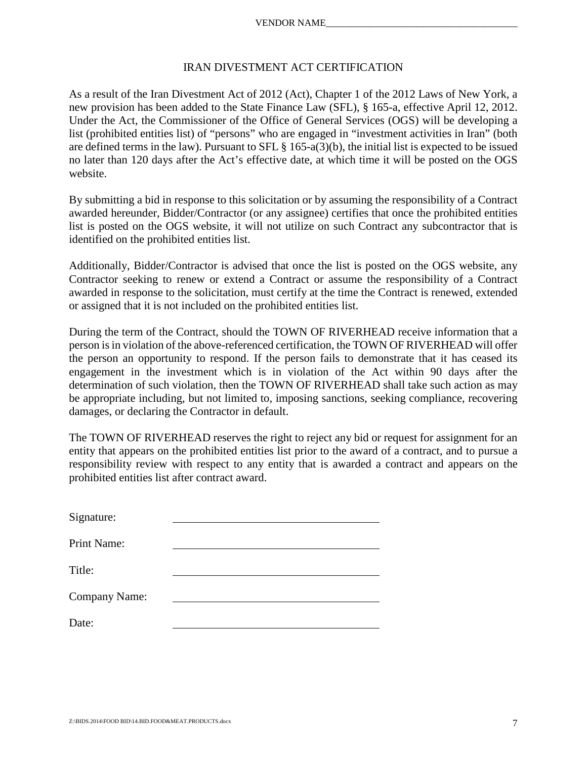VENDOR NAME________________________________________

# IRAN DIVESTMENT ACT CERTIFICATION

As a result of the Iran Divestment Act of 2012 (Act), Chapter 1 of the 2012 Laws of New York, a new provision has been added to the State Finance Law (SFL), § 165-a, effective April 12, 2012. Under the Act, the Commissioner of the Office of General Services (OGS) will be developing a list (prohibited entities list) of "persons" who are engaged in "investment activities in Iran" (both are defined terms in the law). Pursuant to SFL § 165-a(3)(b), the initial list is expected to be issued no later than 120 days after the Act's effective date, at which time it will be posted on the OGS website.

By submitting a bid in response to this solicitation or by assuming the responsibility of a Contract awarded hereunder, Bidder/Contractor (or any assignee) certifies that once the prohibited entities list is posted on the OGS website, it will not utilize on such Contract any subcontractor that is identified on the prohibited entities list.

Additionally, Bidder/Contractor is advised that once the list is posted on the OGS website, any Contractor seeking to renew or extend a Contract or assume the responsibility of a Contract awarded in response to the solicitation, must certify at the time the Contract is renewed, extended or assigned that it is not included on the prohibited entities list.

During the term of the Contract, should the TOWN OF RIVERHEAD receive information that a person is in violation of the above-referenced certification, the TOWN OF RIVERHEAD will offer the person an opportunity to respond. If the person fails to demonstrate that it has ceased its engagement in the investment which is in violation of the Act within 90 days after the determination of such violation, then the TOWN OF RIVERHEAD shall take such action as may be appropriate including, but not limited to, imposing sanctions, seeking compliance, recovering damages, or declaring the Contractor in default.

The TOWN OF RIVERHEAD reserves the right to reject any bid or request for assignment for an entity that appears on the prohibited entities list prior to the award of a contract, and to pursue a responsibility review with respect to any entity that is awarded a contract and appears on the prohibited entities list after contract award.

Signature: ______________________________

Print Name: ______________________________

Title: ______________________________

Company Name: ______________________________

Date: ______________________________

Z:\BIDS.2014\FOOD BID\14.BID.FOOD&MEAT.PRODUCTS.docx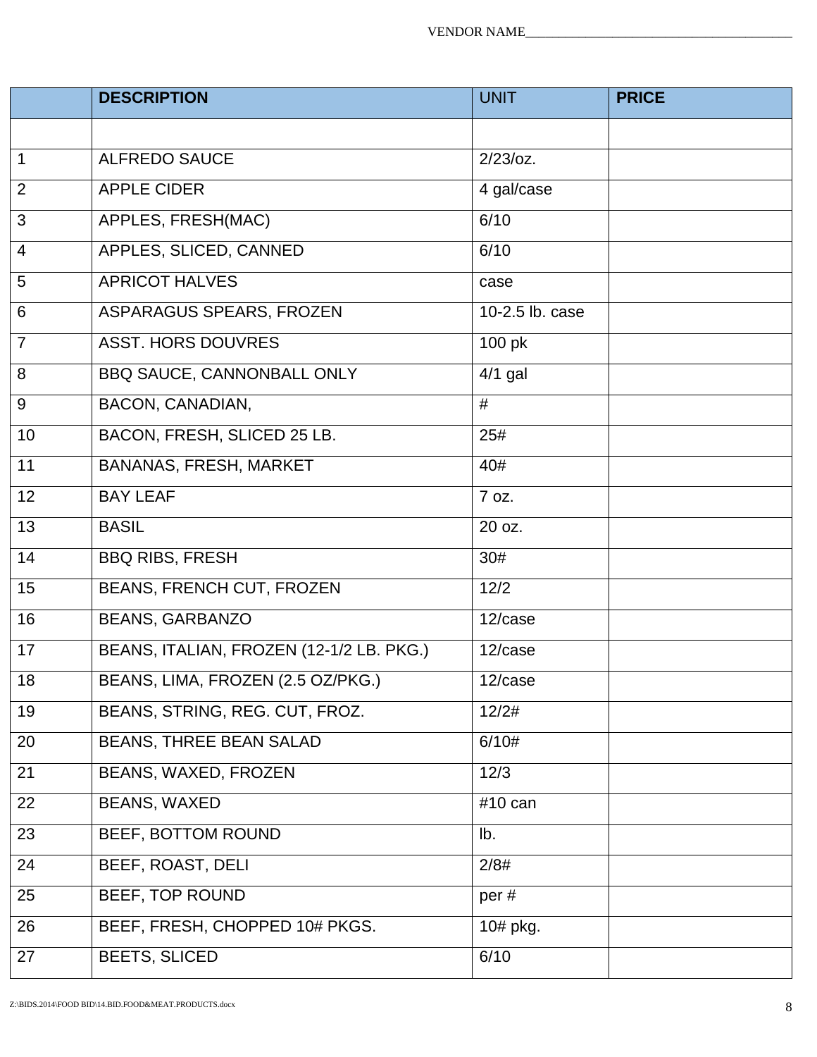VENDOR NAME_______________________________________

| | DESCRIPTION | UNIT | PRICE |
|---|---|---|---|
| | | | |
| 1 | ALFREDO SAUCE | 2/23/oz. | |
| 2 | APPLE CIDER | 4 gal/case | |
| 3 | APPLES, FRESH(MAC) | 6/10 | |
| 4 | APPLES, SLICED, CANNED | 6/10 | |
| 5 | APRICOT HALVES | case | |
| 6 | ASPARAGUS SPEARS, FROZEN | 10-2.5 lb. case | |
| 7 | ASST. HORS DOUVRES | 100 pk | |
| 8 | BBQ SAUCE, CANNONBALL ONLY | 4/1 gal | |
| 9 | BACON, CANADIAN, | # | |
| 10 | BACON, FRESH, SLICED 25 LB. | 25# | |
| 11 | BANANAS, FRESH, MARKET | 40# | |
| 12 | BAY LEAF | 7 oz. | |
| 13 | BASIL | 20 oz. | |
| 14 | BBQ RIBS, FRESH | 30# | |
| 15 | BEANS, FRENCH CUT, FROZEN | 12/2 | |
| 16 | BEANS, GARBANZO | 12/case | |
| 17 | BEANS, ITALIAN, FROZEN (12-1/2 LB. PKG.) | 12/case | |
| 18 | BEANS, LIMA, FROZEN (2.5 OZ/PKG.) | 12/case | |
| 19 | BEANS, STRING, REG. CUT, FROZ. | 12/2# | |
| 20 | BEANS, THREE BEAN SALAD | 6/10# | |
| 21 | BEANS, WAXED, FROZEN | 12/3 | |
| 22 | BEANS, WAXED | #10 can | |
| 23 | BEEF, BOTTOM ROUND | lb. | |
| 24 | BEEF, ROAST, DELI | 2/8# | |
| 25 | BEEF, TOP ROUND | per # | |
| 26 | BEEF, FRESH, CHOPPED 10# PKGS. | 10# pkg. | |
| 27 | BEETS, SLICED | 6/10 | |

Z:\BIDS.2014\FOOD BID\14.BID.FOOD&MEAT.PRODUCTS.docx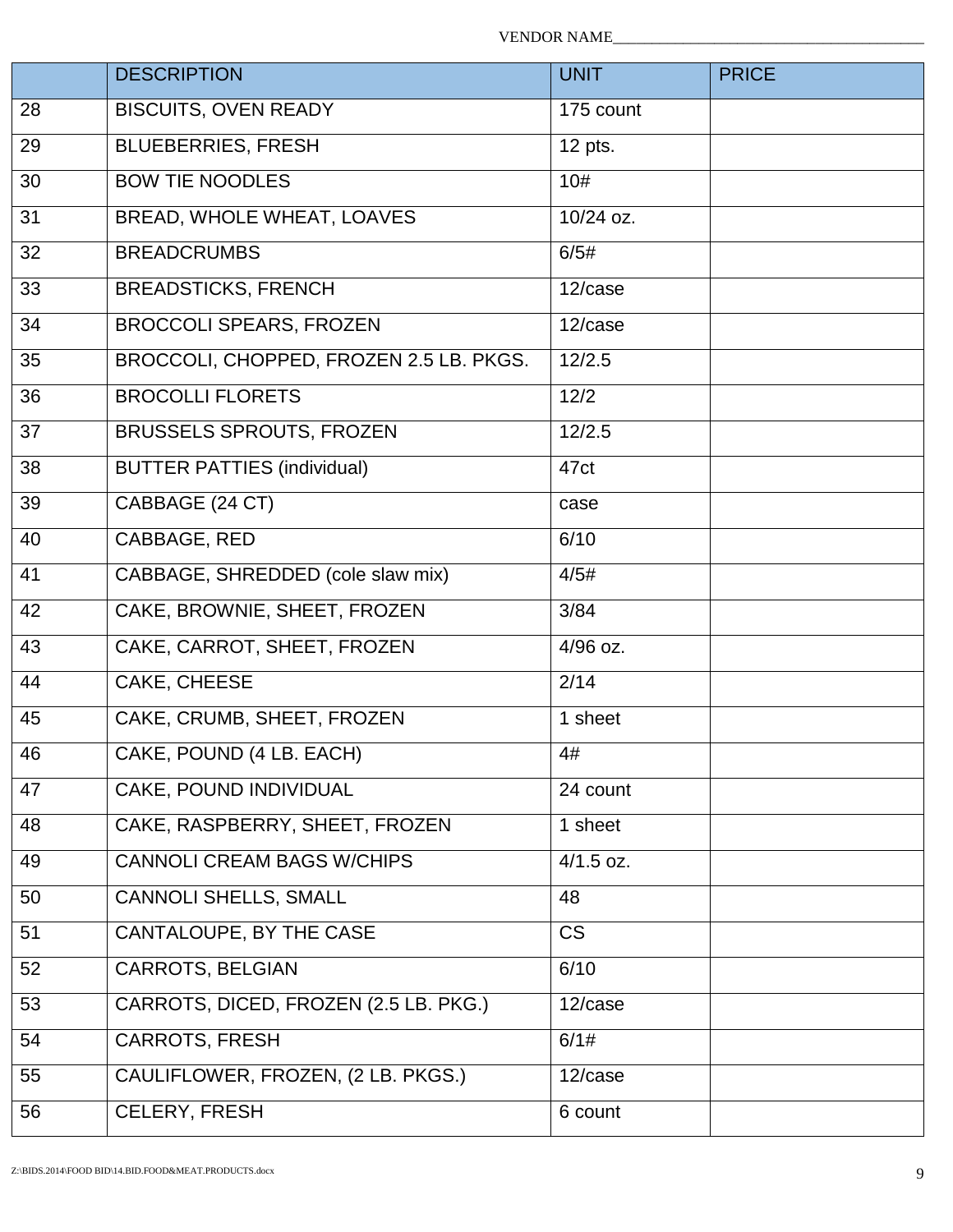VENDOR NAME_______________________________________

| | DESCRIPTION | UNIT | PRICE |
|---|---|---|---|
| 28 | BISCUITS, OVEN READY | 175 count | |
| 29 | BLUEBERRIES, FRESH | 12 pts. | |
| 30 | BOW TIE NOODLES | 10# | |
| 31 | BREAD, WHOLE WHEAT, LOAVES | 10/24 oz. | |
| 32 | BREADCRUMBS | 6/5# | |
| 33 | BREADSTICKS, FRENCH | 12/case | |
| 34 | BROCCOLI SPEARS, FROZEN | 12/case | |
| 35 | BROCCOLI, CHOPPED, FROZEN 2.5 LB. PKGS. | 12/2.5 | |
| 36 | BROCOLLI FLORETS | 12/2 | |
| 37 | BRUSSELS SPROUTS, FROZEN | 12/2.5 | |
| 38 | BUTTER PATTIES (individual) | 47ct | |
| 39 | CABBAGE (24 CT) | case | |
| 40 | CABBAGE, RED | 6/10 | |
| 41 | CABBAGE, SHREDDED (cole slaw mix) | 4/5# | |
| 42 | CAKE, BROWNIE, SHEET, FROZEN | 3/84 | |
| 43 | CAKE, CARROT, SHEET, FROZEN | 4/96 oz. | |
| 44 | CAKE, CHEESE | 2/14 | |
| 45 | CAKE, CRUMB, SHEET, FROZEN | 1 sheet | |
| 46 | CAKE, POUND (4 LB. EACH) | 4# | |
| 47 | CAKE, POUND INDIVIDUAL | 24 count | |
| 48 | CAKE, RASPBERRY, SHEET, FROZEN | 1 sheet | |
| 49 | CANNOLI CREAM BAGS W/CHIPS | 4/1.5 oz. | |
| 50 | CANNOLI SHELLS, SMALL | 48 | |
| 51 | CANTALOUPE, BY THE CASE | CS | |
| 52 | CARROTS, BELGIAN | 6/10 | |
| 53 | CARROTS, DICED, FROZEN (2.5 LB. PKG.) | 12/case | |
| 54 | CARROTS, FRESH | 6/1# | |
| 55 | CAULIFLOWER, FROZEN, (2 LB. PKGS.) | 12/case | |
| 56 | CELERY, FRESH | 6 count | |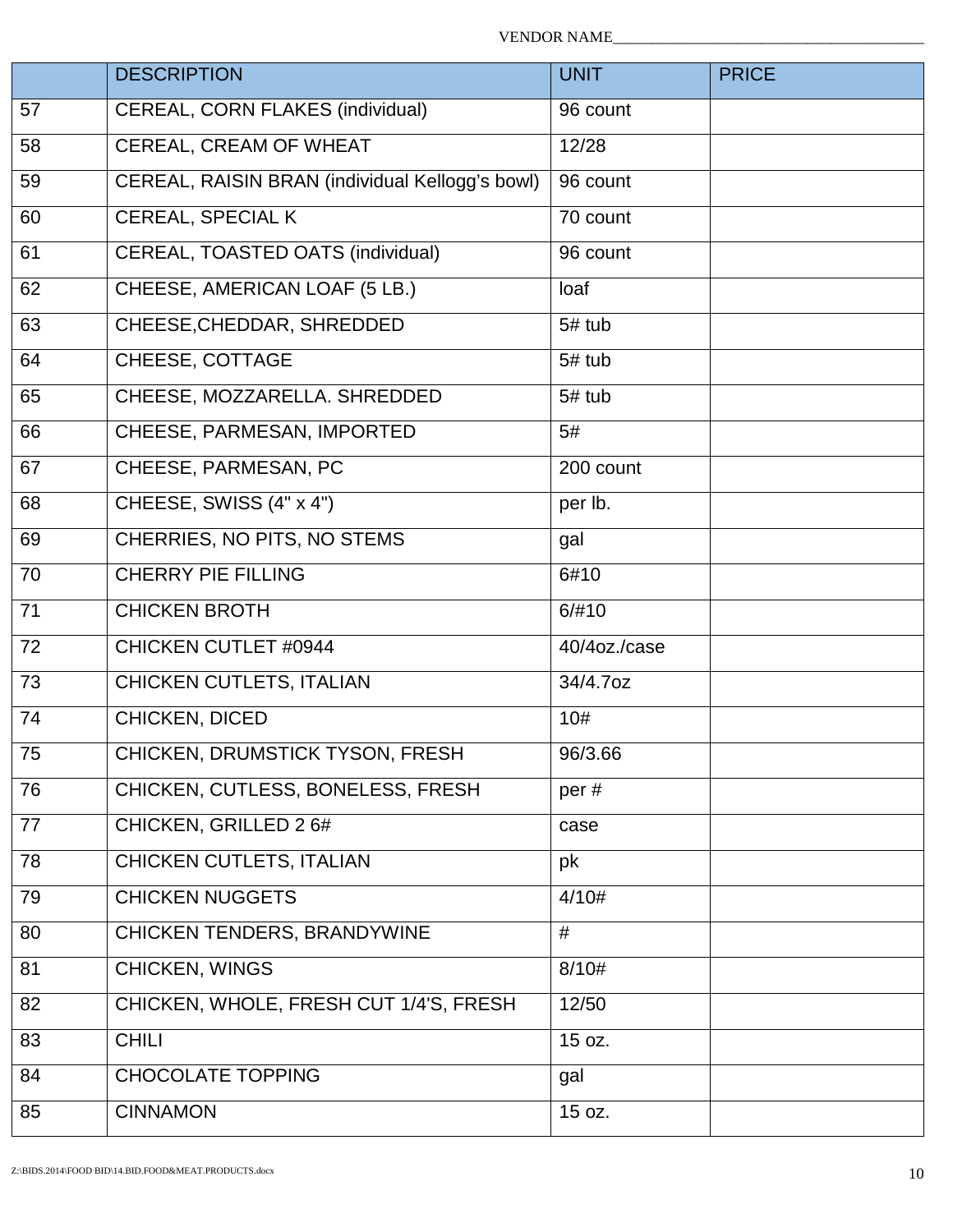VENDOR NAME_______________________________________

|  | DESCRIPTION | UNIT | PRICE |
|---|---|---|---|
| 57 | CEREAL, CORN FLAKES (individual) | 96 count | |
| 58 | CEREAL, CREAM OF WHEAT | 12/28 | |
| 59 | CEREAL, RAISIN BRAN (individual Kellogg's bowl) | 96 count | |
| 60 | CEREAL, SPECIAL K | 70 count | |
| 61 | CEREAL, TOASTED OATS (individual) | 96 count | |
| 62 | CHEESE, AMERICAN LOAF (5 LB.) | loaf | |
| 63 | CHEESE,CHEDDAR, SHREDDED | 5# tub | |
| 64 | CHEESE, COTTAGE | 5# tub | |
| 65 | CHEESE, MOZZARELLA. SHREDDED | 5# tub | |
| 66 | CHEESE, PARMESAN, IMPORTED | 5# | |
| 67 | CHEESE, PARMESAN, PC | 200 count | |
| 68 | CHEESE, SWISS (4" x 4") | per lb. | |
| 69 | CHERRIES, NO PITS, NO STEMS | gal | |
| 70 | CHERRY PIE FILLING | 6#10 | |
| 71 | CHICKEN BROTH | 6/#10 | |
| 72 | CHICKEN CUTLET #0944 | 40/4oz./case | |
| 73 | CHICKEN CUTLETS, ITALIAN | 34/4.7oz | |
| 74 | CHICKEN, DICED | 10# | |
| 75 | CHICKEN, DRUMSTICK TYSON, FRESH | 96/3.66 | |
| 76 | CHICKEN, CUTLESS, BONELESS, FRESH | per # | |
| 77 | CHICKEN, GRILLED 2 6# | case | |
| 78 | CHICKEN CUTLETS, ITALIAN | pk | |
| 79 | CHICKEN NUGGETS | 4/10# | |
| 80 | CHICKEN TENDERS, BRANDYWINE | # | |
| 81 | CHICKEN, WINGS | 8/10# | |
| 82 | CHICKEN, WHOLE, FRESH CUT 1/4'S, FRESH | 12/50 | |
| 83 | CHILI | 15 oz. | |
| 84 | CHOCOLATE TOPPING | gal | |
| 85 | CINNAMON | 15 oz. | |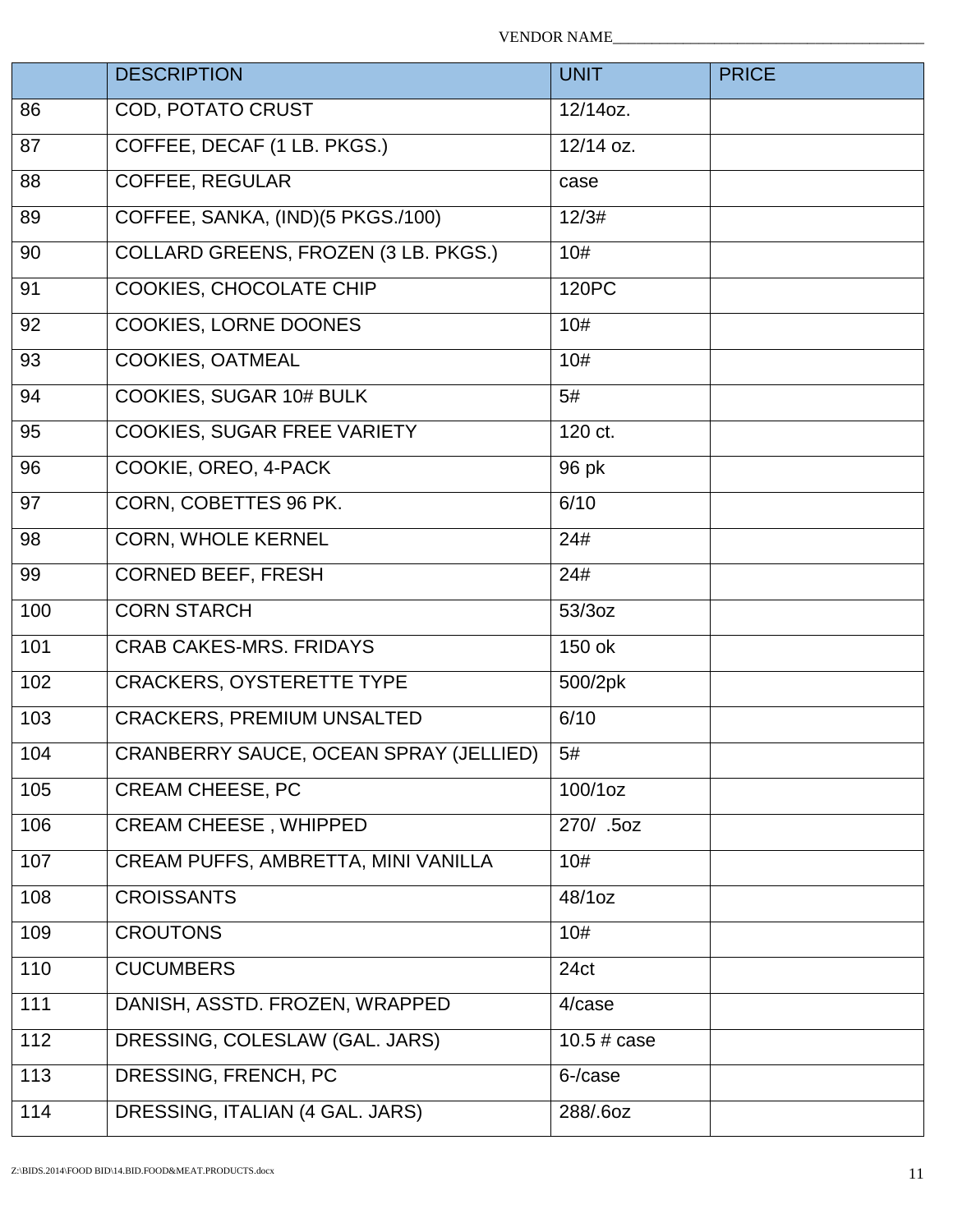VENDOR NAME_______________________________________

| | DESCRIPTION | UNIT | PRICE |
|---|---|---|---|
| 86 | COD, POTATO CRUST | 12/14oz. | |
| 87 | COFFEE, DECAF (1 LB. PKGS.) | 12/14 oz. | |
| 88 | COFFEE, REGULAR | case | |
| 89 | COFFEE, SANKA, (IND)(5 PKGS./100) | 12/3# | |
| 90 | COLLARD GREENS, FROZEN (3 LB. PKGS.) | 10# | |
| 91 | COOKIES, CHOCOLATE CHIP | 120PC | |
| 92 | COOKIES, LORNE DOONES | 10# | |
| 93 | COOKIES, OATMEAL | 10# | |
| 94 | COOKIES, SUGAR 10# BULK | 5# | |
| 95 | COOKIES, SUGAR FREE VARIETY | 120 ct. | |
| 96 | COOKIE, OREO, 4-PACK | 96 pk | |
| 97 | CORN, COBETTES 96 PK. | 6/10 | |
| 98 | CORN, WHOLE KERNEL | 24# | |
| 99 | CORNED BEEF, FRESH | 24# | |
| 100 | CORN STARCH | 53/3oz | |
| 101 | CRAB CAKES-MRS. FRIDAYS | 150 ok | |
| 102 | CRACKERS, OYSTERETTE TYPE | 500/2pk | |
| 103 | CRACKERS, PREMIUM UNSALTED | 6/10 | |
| 104 | CRANBERRY SAUCE, OCEAN SPRAY (JELLIED) | 5# | |
| 105 | CREAM CHEESE, PC | 100/1oz | |
| 106 | CREAM CHEESE , WHIPPED | 270/ .5oz | |
| 107 | CREAM PUFFS, AMBRETTA, MINI VANILLA | 10# | |
| 108 | CROISSANTS | 48/1oz | |
| 109 | CROUTONS | 10# | |
| 110 | CUCUMBERS | 24ct | |
| 111 | DANISH, ASSTD. FROZEN, WRAPPED | 4/case | |
| 112 | DRESSING, COLESLAW (GAL. JARS) | 10.5 # case | |
| 113 | DRESSING, FRENCH, PC | 6-/case | |
| 114 | DRESSING, ITALIAN (4 GAL. JARS) | 288/.6oz | |

Z:\BIDS.2014\FOOD BID\14.BID.FOOD&MEAT.PRODUCTS.docx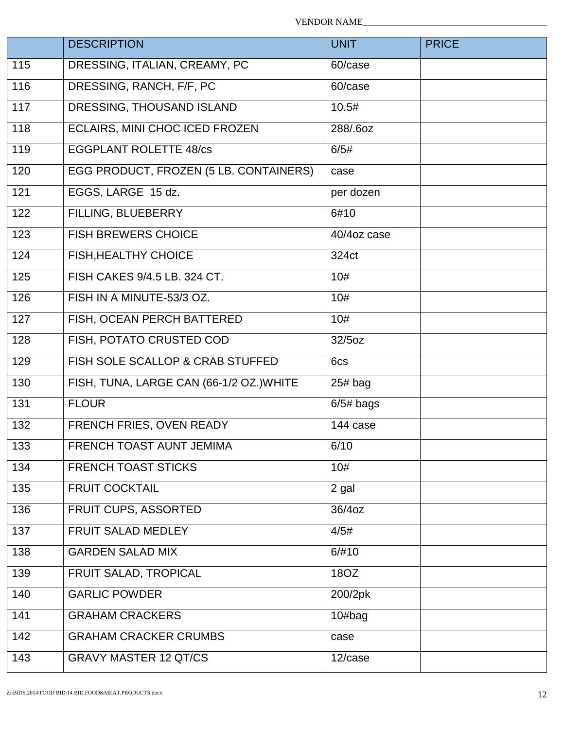VENDOR NAME_______________________________________

| | DESCRIPTION | UNIT | PRICE |
|---|---|---|---|
| 115 | DRESSING, ITALIAN, CREAMY, PC | 60/case | |
| 116 | DRESSING, RANCH, F/F, PC | 60/case | |
| 117 | DRESSING, THOUSAND ISLAND | 10.5# | |
| 118 | ECLAIRS, MINI CHOC ICED FROZEN | 288/.6oz | |
| 119 | EGGPLANT ROLETTE 48/cs | 6/5# | |
| 120 | EGG PRODUCT, FROZEN (5 LB. CONTAINERS) | case | |
| 121 | EGGS, LARGE 15 dz. | per dozen | |
| 122 | FILLING, BLUEBERRY | 6#10 | |
| 123 | FISH BREWERS CHOICE | 40/4oz case | |
| 124 | FISH,HEALTHY CHOICE | 324ct | |
| 125 | FISH CAKES 9/4.5 LB. 324 CT. | 10# | |
| 126 | FISH IN A MINUTE-53/3 OZ. | 10# | |
| 127 | FISH, OCEAN PERCH BATTERED | 10# | |
| 128 | FISH, POTATO CRUSTED COD | 32/5oz | |
| 129 | FISH SOLE SCALLOP & CRAB STUFFED | 6cs | |
| 130 | FISH, TUNA, LARGE CAN (66-1/2 OZ.)WHITE | 25# bag | |
| 131 | FLOUR | 6/5# bags | |
| 132 | FRENCH FRIES, OVEN READY | 144 case | |
| 133 | FRENCH TOAST AUNT JEMIMA | 6/10 | |
| 134 | FRENCH TOAST STICKS | 10# | |
| 135 | FRUIT COCKTAIL | 2 gal | |
| 136 | FRUIT CUPS, ASSORTED | 36/4oz | |
| 137 | FRUIT SALAD MEDLEY | 4/5# | |
| 138 | GARDEN SALAD MIX | 6/#10 | |
| 139 | FRUIT SALAD, TROPICAL | 18OZ | |
| 140 | GARLIC POWDER | 200/2pk | |
| 141 | GRAHAM CRACKERS | 10#bag | |
| 142 | GRAHAM CRACKER CRUMBS | case | |
| 143 | GRAVY MASTER 12 QT/CS | 12/case | |

Z:\BIDS.2014\FOOD BID\14.BID.FOOD&MEAT.PRODUCTS.docx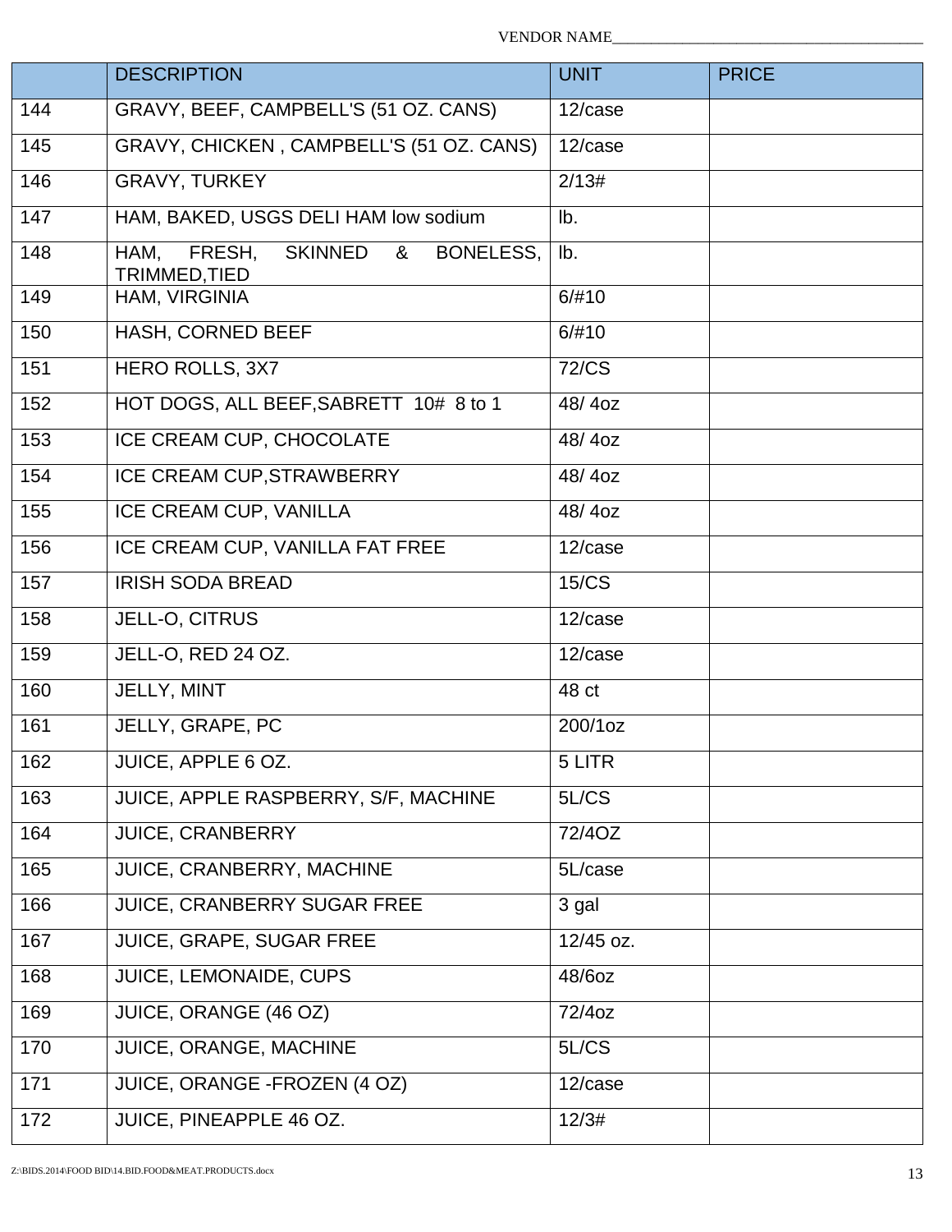VENDOR NAME_______________________________________

| | DESCRIPTION | UNIT | PRICE |
|---|---|---|---|
| 144 | GRAVY, BEEF, CAMPBELL'S (51 OZ. CANS) | 12/case | |
| 145 | GRAVY, CHICKEN , CAMPBELL'S (51 OZ. CANS) | 12/case | |
| 146 | GRAVY, TURKEY | 2/13# | |
| 147 | HAM, BAKED, USGS DELI HAM low sodium | lb. | |
| 148 | HAM, FRESH, SKINNED & BONELESS, TRIMMED,TIED | lb. | |
| 149 | HAM, VIRGINIA | 6/#10 | |
| 150 | HASH, CORNED BEEF | 6/#10 | |
| 151 | HERO ROLLS, 3X7 | 72/CS | |
| 152 | HOT DOGS, ALL BEEF,SABRETT 10# 8 to 1 | 48/ 4oz | |
| 153 | ICE CREAM CUP, CHOCOLATE | 48/ 4oz | |
| 154 | ICE CREAM CUP,STRAWBERRY | 48/ 4oz | |
| 155 | ICE CREAM CUP, VANILLA | 48/ 4oz | |
| 156 | ICE CREAM CUP, VANILLA FAT FREE | 12/case | |
| 157 | IRISH SODA BREAD | 15/CS | |
| 158 | JELL-O, CITRUS | 12/case | |
| 159 | JELL-O, RED 24 OZ. | 12/case | |
| 160 | JELLY, MINT | 48 ct | |
| 161 | JELLY, GRAPE, PC | 200/1oz | |
| 162 | JUICE, APPLE 6 OZ. | 5 LITR | |
| 163 | JUICE, APPLE RASPBERRY, S/F, MACHINE | 5L/CS | |
| 164 | JUICE, CRANBERRY | 72/4OZ | |
| 165 | JUICE, CRANBERRY, MACHINE | 5L/case | |
| 166 | JUICE, CRANBERRY SUGAR FREE | 3 gal | |
| 167 | JUICE, GRAPE, SUGAR FREE | 12/45 oz. | |
| 168 | JUICE, LEMONAIDE, CUPS | 48/6oz | |
| 169 | JUICE, ORANGE (46 OZ) | 72/4oz | |
| 170 | JUICE, ORANGE, MACHINE | 5L/CS | |
| 171 | JUICE, ORANGE -FROZEN (4 OZ) | 12/case | |
| 172 | JUICE, PINEAPPLE 46 OZ. | 12/3# | |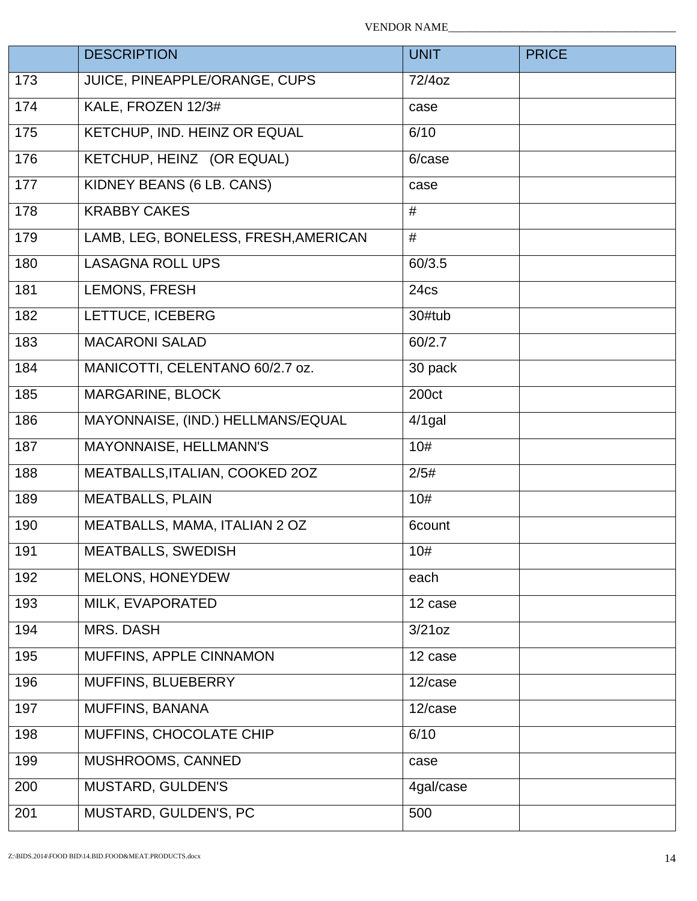VENDOR NAME_______________________________________

| | DESCRIPTION | UNIT | PRICE |
|---|---|---|---|
| 173 | JUICE, PINEAPPLE/ORANGE, CUPS | 72/4oz | |
| 174 | KALE, FROZEN 12/3# | case | |
| 175 | KETCHUP, IND. HEINZ OR EQUAL | 6/10 | |
| 176 | KETCHUP, HEINZ (OR EQUAL) | 6/case | |
| 177 | KIDNEY BEANS (6 LB. CANS) | case | |
| 178 | KRABBY CAKES | # | |
| 179 | LAMB, LEG, BONELESS, FRESH,AMERICAN | # | |
| 180 | LASAGNA ROLL UPS | 60/3.5 | |
| 181 | LEMONS, FRESH | 24cs | |
| 182 | LETTUCE, ICEBERG | 30#tub | |
| 183 | MACARONI SALAD | 60/2.7 | |
| 184 | MANICOTTI, CELENTANO 60/2.7 oz. | 30 pack | |
| 185 | MARGARINE, BLOCK | 200ct | |
| 186 | MAYONNAISE, (IND.) HELLMANS/EQUAL | 4/1gal | |
| 187 | MAYONNAISE, HELLMANN'S | 10# | |
| 188 | MEATBALLS,ITALIAN, COOKED 2OZ | 2/5# | |
| 189 | MEATBALLS, PLAIN | 10# | |
| 190 | MEATBALLS, MAMA, ITALIAN 2 OZ | 6count | |
| 191 | MEATBALLS, SWEDISH | 10# | |
| 192 | MELONS, HONEYDEW | each | |
| 193 | MILK, EVAPORATED | 12 case | |
| 194 | MRS. DASH | 3/21oz | |
| 195 | MUFFINS, APPLE CINNAMON | 12 case | |
| 196 | MUFFINS, BLUEBERRY | 12/case | |
| 197 | MUFFINS, BANANA | 12/case | |
| 198 | MUFFINS, CHOCOLATE CHIP | 6/10 | |
| 199 | MUSHROOMS, CANNED | case | |
| 200 | MUSTARD, GULDEN'S | 4gal/case | |
| 201 | MUSTARD, GULDEN'S, PC | 500 | |

Z:\BIDS.2014\FOOD BID\14.BID.FOOD&MEAT.PRODUCTS.docx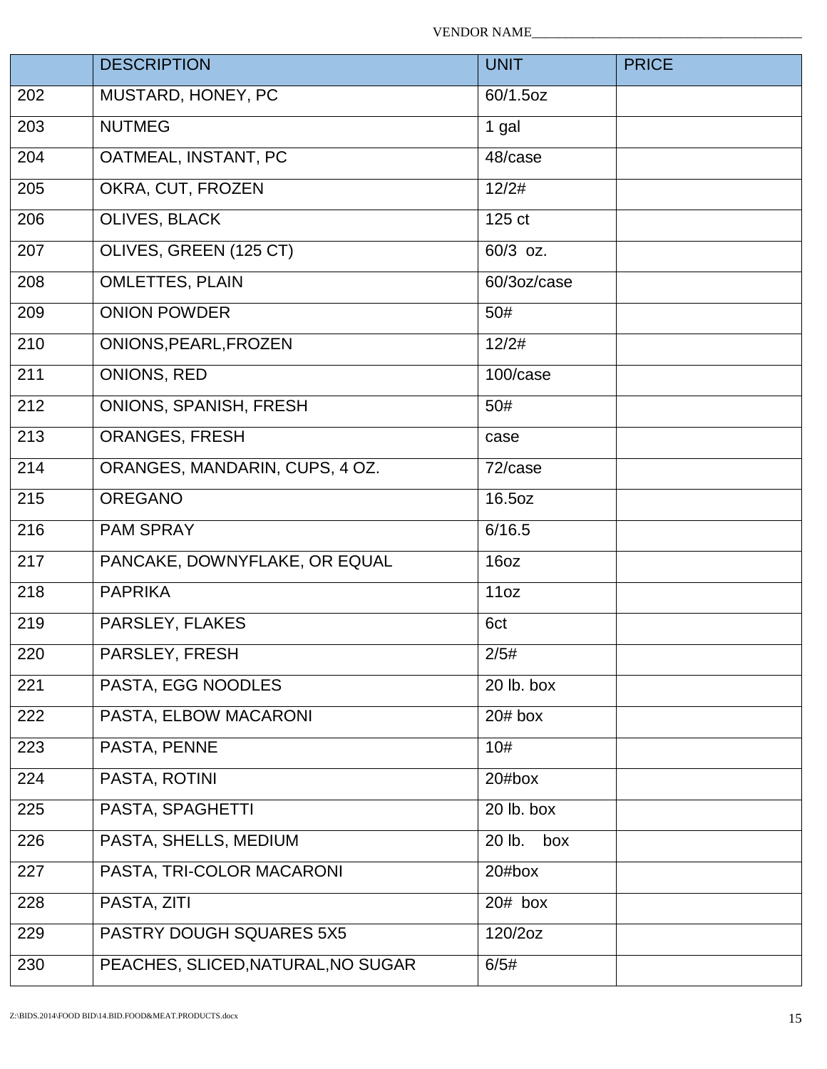VENDOR NAME_______________________________________

| | DESCRIPTION | UNIT | PRICE |
|---|---|---|---|
| 202 | MUSTARD, HONEY, PC | 60/1.5oz | |
| 203 | NUTMEG | 1 gal | |
| 204 | OATMEAL, INSTANT, PC | 48/case | |
| 205 | OKRA, CUT, FROZEN | 12/2# | |
| 206 | OLIVES, BLACK | 125 ct | |
| 207 | OLIVES, GREEN (125 CT) | 60/3 oz. | |
| 208 | OMLETTES, PLAIN | 60/3oz/case | |
| 209 | ONION POWDER | 50# | |
| 210 | ONIONS,PEARL,FROZEN | 12/2# | |
| 211 | ONIONS, RED | 100/case | |
| 212 | ONIONS, SPANISH, FRESH | 50# | |
| 213 | ORANGES, FRESH | case | |
| 214 | ORANGES, MANDARIN, CUPS, 4 OZ. | 72/case | |
| 215 | OREGANO | 16.5oz | |
| 216 | PAM SPRAY | 6/16.5 | |
| 217 | PANCAKE, DOWNYFLAKE, OR EQUAL | 16oz | |
| 218 | PAPRIKA | 11oz | |
| 219 | PARSLEY, FLAKES | 6ct | |
| 220 | PARSLEY, FRESH | 2/5# | |
| 221 | PASTA, EGG NOODLES | 20 lb. box | |
| 222 | PASTA, ELBOW MACARONI | 20# box | |
| 223 | PASTA, PENNE | 10# | |
| 224 | PASTA, ROTINI | 20#box | |
| 225 | PASTA, SPAGHETTI | 20 lb. box | |
| 226 | PASTA, SHELLS, MEDIUM | 20 lb. box | |
| 227 | PASTA, TRI-COLOR MACARONI | 20#box | |
| 228 | PASTA, ZITI | 20# box | |
| 229 | PASTRY DOUGH SQUARES 5X5 | 120/2oz | |
| 230 | PEACHES, SLICED,NATURAL,NO SUGAR | 6/5# | |

Z:\BIDS.2014\FOOD BID\14.BID.FOOD&MEAT.PRODUCTS.docx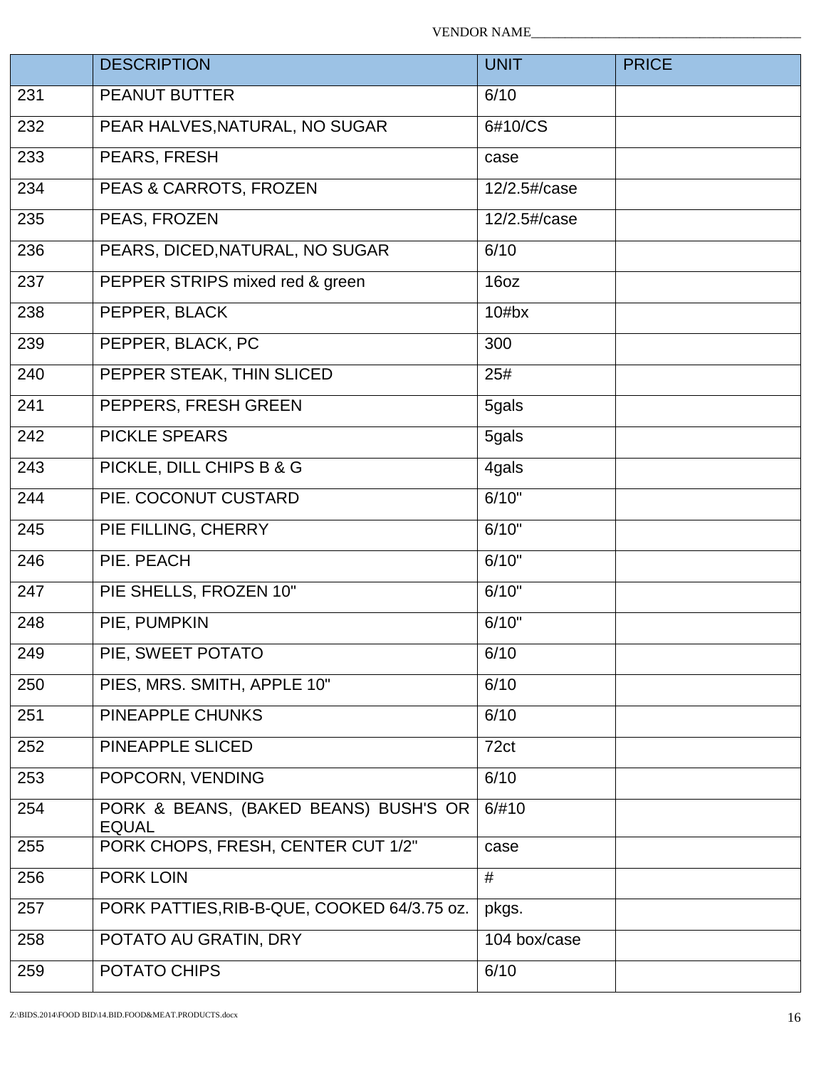VENDOR NAME_______________________________________

| | DESCRIPTION | UNIT | PRICE |
|---|---|---|---|
| 231 | PEANUT BUTTER | 6/10 | |
| 232 | PEAR HALVES,NATURAL, NO SUGAR | 6#10/CS | |
| 233 | PEARS, FRESH | case | |
| 234 | PEAS & CARROTS, FROZEN | 12/2.5#/case | |
| 235 | PEAS, FROZEN | 12/2.5#/case | |
| 236 | PEARS, DICED,NATURAL, NO SUGAR | 6/10 | |
| 237 | PEPPER STRIPS mixed red & green | 16oz | |
| 238 | PEPPER, BLACK | 10#bx | |
| 239 | PEPPER, BLACK, PC | 300 | |
| 240 | PEPPER STEAK, THIN SLICED | 25# | |
| 241 | PEPPERS, FRESH GREEN | 5gals | |
| 242 | PICKLE SPEARS | 5gals | |
| 243 | PICKLE, DILL CHIPS B & G | 4gals | |
| 244 | PIE. COCONUT CUSTARD | 6/10" | |
| 245 | PIE FILLING, CHERRY | 6/10" | |
| 246 | PIE. PEACH | 6/10" | |
| 247 | PIE SHELLS, FROZEN 10" | 6/10" | |
| 248 | PIE, PUMPKIN | 6/10" | |
| 249 | PIE, SWEET POTATO | 6/10 | |
| 250 | PIES, MRS. SMITH, APPLE 10" | 6/10 | |
| 251 | PINEAPPLE CHUNKS | 6/10 | |
| 252 | PINEAPPLE SLICED | 72ct | |
| 253 | POPCORN, VENDING | 6/10 | |
| 254 | PORK & BEANS, (BAKED BEANS) BUSH'S OR EQUAL | 6/#10 | |
| 255 | PORK CHOPS, FRESH, CENTER CUT 1/2" | case | |
| 256 | PORK LOIN | # | |
| 257 | PORK PATTIES,RIB-B-QUE, COOKED 64/3.75 oz. | pkgs. | |
| 258 | POTATO AU GRATIN, DRY | 104 box/case | |
| 259 | POTATO CHIPS | 6/10 | |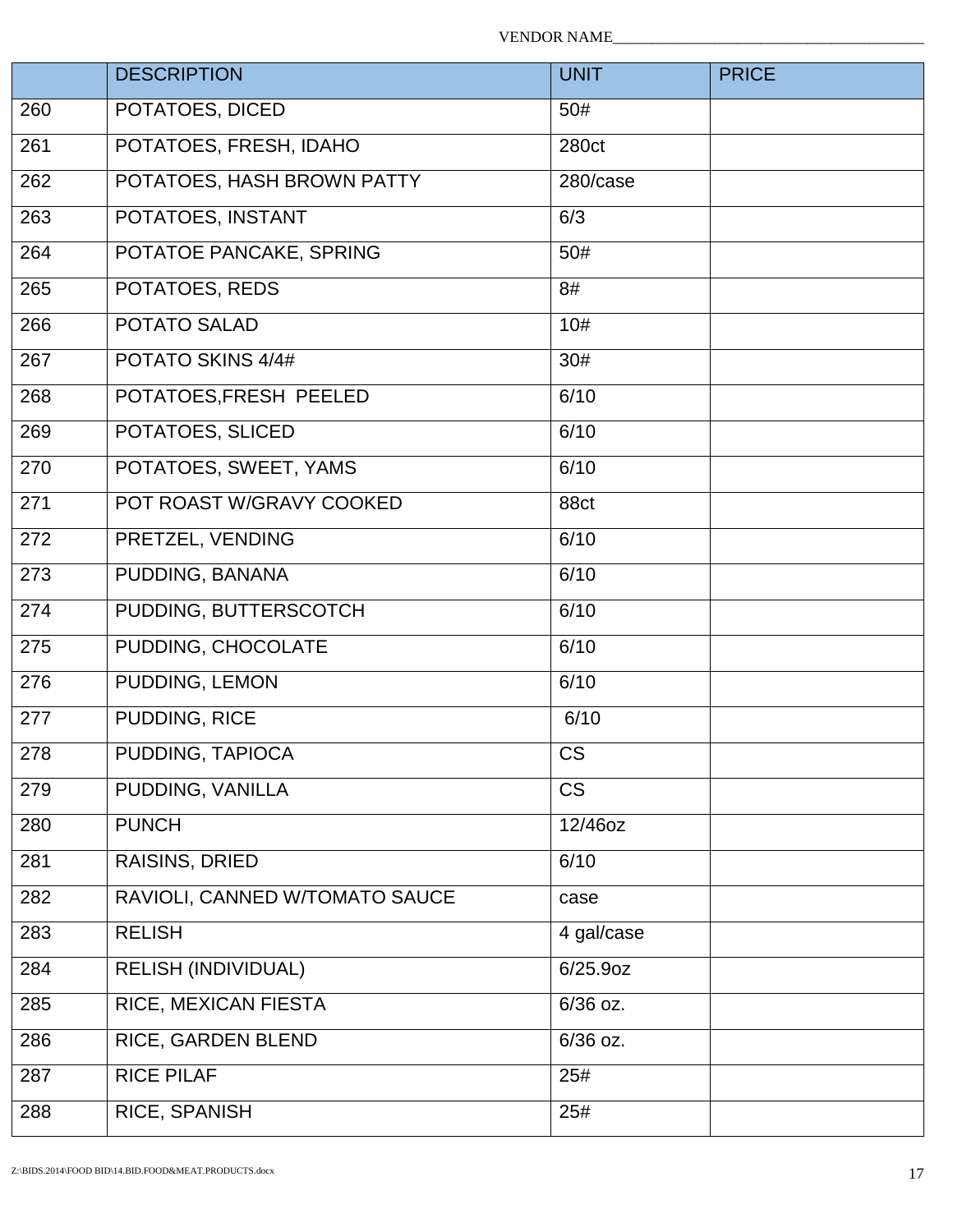VENDOR NAME_______________________________________

| | DESCRIPTION | UNIT | PRICE |
|---|---|---|---|
| 260 | POTATOES, DICED | 50# | |
| 261 | POTATOES, FRESH, IDAHO | 280ct | |
| 262 | POTATOES, HASH BROWN PATTY | 280/case | |
| 263 | POTATOES, INSTANT | 6/3 | |
| 264 | POTATOE PANCAKE, SPRING | 50# | |
| 265 | POTATOES, REDS | 8# | |
| 266 | POTATO SALAD | 10# | |
| 267 | POTATO SKINS 4/4# | 30# | |
| 268 | POTATOES,FRESH PEELED | 6/10 | |
| 269 | POTATOES, SLICED | 6/10 | |
| 270 | POTATOES, SWEET, YAMS | 6/10 | |
| 271 | POT ROAST W/GRAVY COOKED | 88ct | |
| 272 | PRETZEL, VENDING | 6/10 | |
| 273 | PUDDING, BANANA | 6/10 | |
| 274 | PUDDING, BUTTERSCOTCH | 6/10 | |
| 275 | PUDDING, CHOCOLATE | 6/10 | |
| 276 | PUDDING, LEMON | 6/10 | |
| 277 | PUDDING, RICE | 6/10 | |
| 278 | PUDDING, TAPIOCA | CS | |
| 279 | PUDDING, VANILLA | CS | |
| 280 | PUNCH | 12/46oz | |
| 281 | RAISINS, DRIED | 6/10 | |
| 282 | RAVIOLI, CANNED W/TOMATO SAUCE | case | |
| 283 | RELISH | 4 gal/case | |
| 284 | RELISH (INDIVIDUAL) | 6/25.9oz | |
| 285 | RICE, MEXICAN FIESTA | 6/36 oz. | |
| 286 | RICE, GARDEN BLEND | 6/36 oz. | |
| 287 | RICE PILAF | 25# | |
| 288 | RICE, SPANISH | 25# | |

Z:\BIDS.2014\FOOD BID\14.BID.FOOD&MEAT.PRODUCTS.docx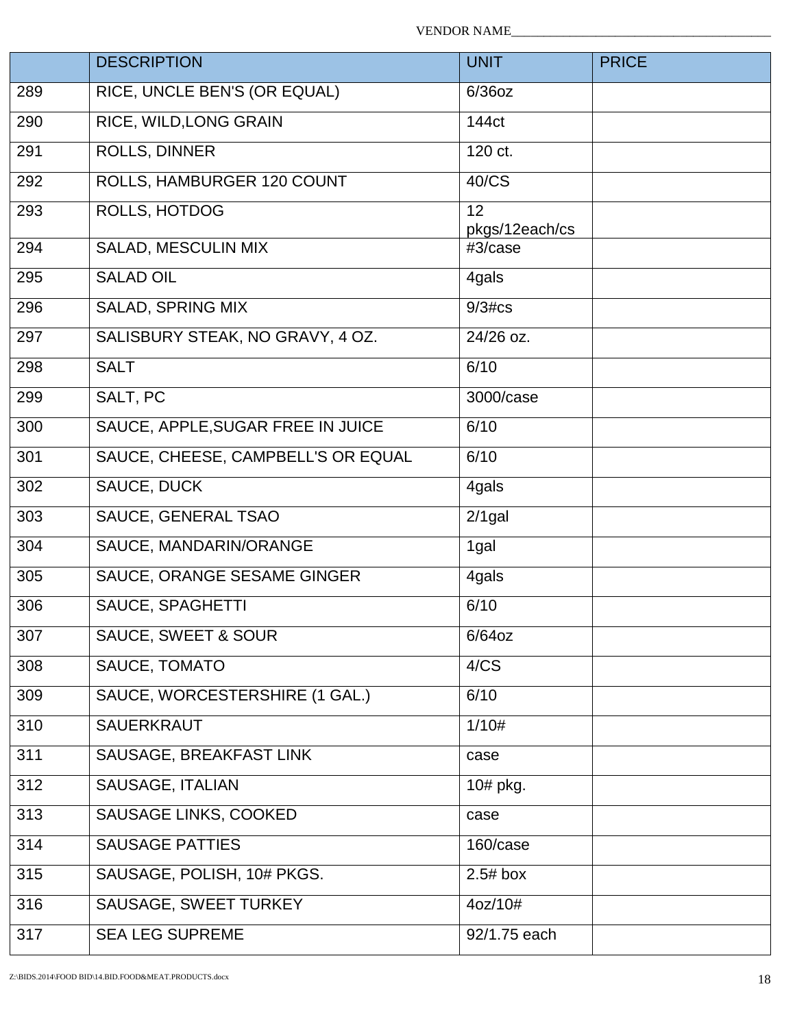VENDOR NAME_______________________________________

| | DESCRIPTION | UNIT | PRICE |
|---|---|---|---|
| 289 | RICE, UNCLE BEN'S (OR EQUAL) | 6/36oz | |
| 290 | RICE, WILD,LONG GRAIN | 144ct | |
| 291 | ROLLS, DINNER | 120 ct. | |
| 292 | ROLLS, HAMBURGER 120 COUNT | 40/CS | |
| 293 | ROLLS, HOTDOG | 12 pkgs/12each/cs | |
| 294 | SALAD, MESCULIN MIX | #3/case | |
| 295 | SALAD OIL | 4gals | |
| 296 | SALAD, SPRING MIX | 9/3#cs | |
| 297 | SALISBURY STEAK, NO GRAVY, 4 OZ. | 24/26 oz. | |
| 298 | SALT | 6/10 | |
| 299 | SALT, PC | 3000/case | |
| 300 | SAUCE, APPLE,SUGAR FREE IN JUICE | 6/10 | |
| 301 | SAUCE, CHEESE, CAMPBELL'S OR EQUAL | 6/10 | |
| 302 | SAUCE, DUCK | 4gals | |
| 303 | SAUCE, GENERAL TSAO | 2/1gal | |
| 304 | SAUCE, MANDARIN/ORANGE | 1gal | |
| 305 | SAUCE, ORANGE SESAME GINGER | 4gals | |
| 306 | SAUCE, SPAGHETTI | 6/10 | |
| 307 | SAUCE, SWEET & SOUR | 6/64oz | |
| 308 | SAUCE, TOMATO | 4/CS | |
| 309 | SAUCE, WORCESTERSHIRE (1 GAL.) | 6/10 | |
| 310 | SAUERKRAUT | 1/10# | |
| 311 | SAUSAGE, BREAKFAST LINK | case | |
| 312 | SAUSAGE, ITALIAN | 10# pkg. | |
| 313 | SAUSAGE LINKS, COOKED | case | |
| 314 | SAUSAGE PATTIES | 160/case | |
| 315 | SAUSAGE, POLISH, 10# PKGS. | 2.5# box | |
| 316 | SAUSAGE, SWEET TURKEY | 4oz/10# | |
| 317 | SEA LEG SUPREME | 92/1.75 each | |

Z:\BIDS.2014\FOOD BID\14.BID.FOOD&MEAT.PRODUCTS.docx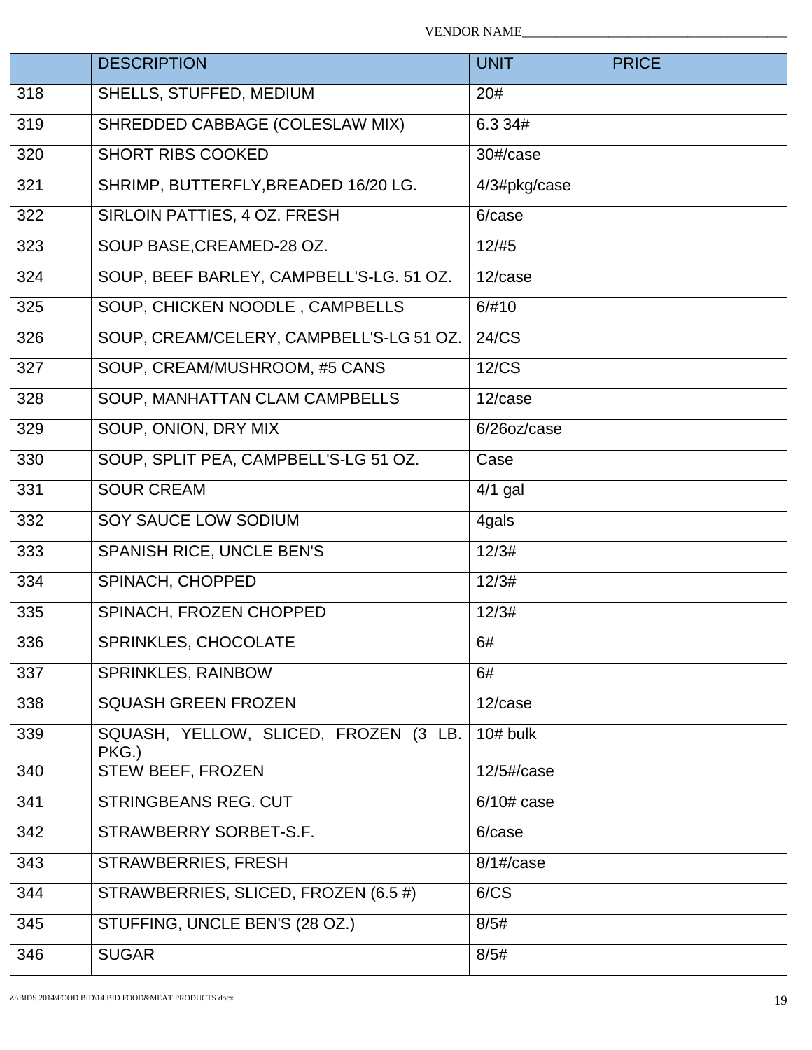VENDOR NAME_______________________________________

| | DESCRIPTION | UNIT | PRICE |
|---|---|---|---|
| 318 | SHELLS, STUFFED, MEDIUM | 20# | |
| 319 | SHREDDED CABBAGE (COLESLAW MIX) | 6.3 34# | |
| 320 | SHORT RIBS COOKED | 30#/case | |
| 321 | SHRIMP, BUTTERFLY,BREADED 16/20 LG. | 4/3#pkg/case | |
| 322 | SIRLOIN PATTIES, 4 OZ. FRESH | 6/case | |
| 323 | SOUP BASE,CREAMED-28 OZ. | 12/#5 | |
| 324 | SOUP, BEEF BARLEY, CAMPBELL'S-LG. 51 OZ. | 12/case | |
| 325 | SOUP, CHICKEN NOODLE , CAMPBELLS | 6/#10 | |
| 326 | SOUP, CREAM/CELERY, CAMPBELL'S-LG 51 OZ. | 24/CS | |
| 327 | SOUP, CREAM/MUSHROOM, #5 CANS | 12/CS | |
| 328 | SOUP, MANHATTAN CLAM CAMPBELLS | 12/case | |
| 329 | SOUP, ONION, DRY MIX | 6/26oz/case | |
| 330 | SOUP, SPLIT PEA, CAMPBELL'S-LG 51 OZ. | Case | |
| 331 | SOUR CREAM | 4/1 gal | |
| 332 | SOY SAUCE LOW SODIUM | 4gals | |
| 333 | SPANISH RICE, UNCLE BEN'S | 12/3# | |
| 334 | SPINACH, CHOPPED | 12/3# | |
| 335 | SPINACH, FROZEN CHOPPED | 12/3# | |
| 336 | SPRINKLES, CHOCOLATE | 6# | |
| 337 | SPRINKLES, RAINBOW | 6# | |
| 338 | SQUASH GREEN FROZEN | 12/case | |
| 339 | SQUASH, YELLOW, SLICED, FROZEN (3 LB. PKG.) | 10# bulk | |
| 340 | STEW BEEF, FROZEN | 12/5#/case | |
| 341 | STRINGBEANS REG. CUT | 6/10# case | |
| 342 | STRAWBERRY SORBET-S.F. | 6/case | |
| 343 | STRAWBERRIES, FRESH | 8/1#/case | |
| 344 | STRAWBERRIES, SLICED, FROZEN (6.5 #) | 6/CS | |
| 345 | STUFFING, UNCLE BEN'S (28 OZ.) | 8/5# | |
| 346 | SUGAR | 8/5# | |

Z:\BIDS.2014\FOOD BID\14.BID.FOOD&MEAT.PRODUCTS.docx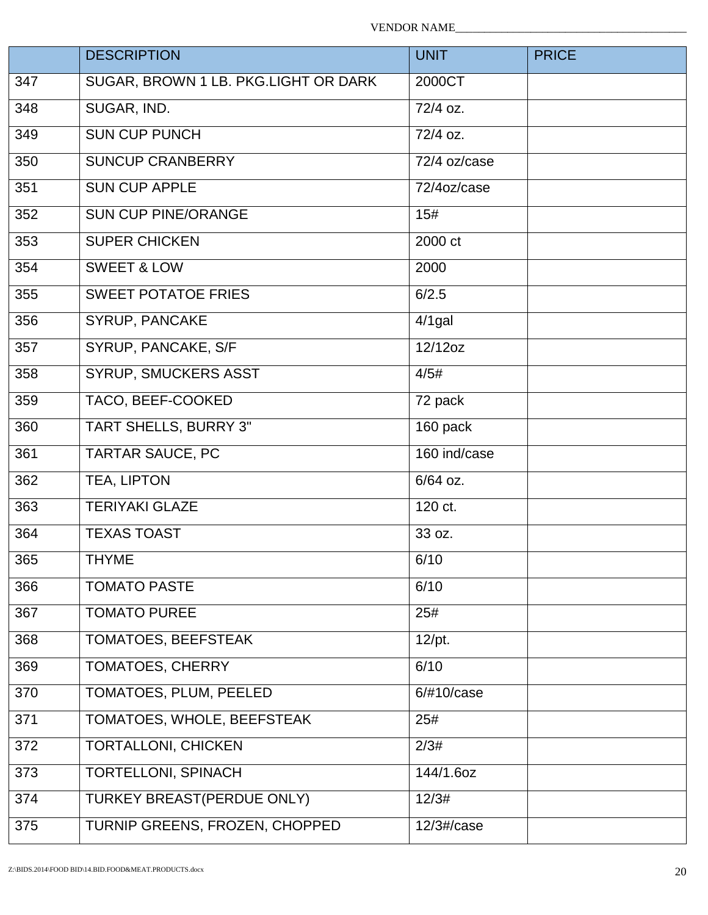VENDOR NAME_______________________________________

| | DESCRIPTION | UNIT | PRICE |
|---|---|---|---|
| 347 | SUGAR, BROWN 1 LB. PKG.LIGHT OR DARK | 2000CT | |
| 348 | SUGAR, IND. | 72/4 oz. | |
| 349 | SUN CUP PUNCH | 72/4 oz. | |
| 350 | SUNCUP CRANBERRY | 72/4 oz/case | |
| 351 | SUN CUP APPLE | 72/4oz/case | |
| 352 | SUN CUP PINE/ORANGE | 15# | |
| 353 | SUPER CHICKEN | 2000 ct | |
| 354 | SWEET & LOW | 2000 | |
| 355 | SWEET POTATOE FRIES | 6/2.5 | |
| 356 | SYRUP, PANCAKE | 4/1gal | |
| 357 | SYRUP, PANCAKE, S/F | 12/12oz | |
| 358 | SYRUP, SMUCKERS ASST | 4/5# | |
| 359 | TACO, BEEF-COOKED | 72 pack | |
| 360 | TART SHELLS, BURRY 3" | 160 pack | |
| 361 | TARTAR SAUCE, PC | 160 ind/case | |
| 362 | TEA, LIPTON | 6/64 oz. | |
| 363 | TERIYAKI GLAZE | 120 ct. | |
| 364 | TEXAS TOAST | 33 oz. | |
| 365 | THYME | 6/10 | |
| 366 | TOMATO PASTE | 6/10 | |
| 367 | TOMATO PUREE | 25# | |
| 368 | TOMATOES, BEEFSTEAK | 12/pt. | |
| 369 | TOMATOES, CHERRY | 6/10 | |
| 370 | TOMATOES, PLUM, PEELED | 6/#10/case | |
| 371 | TOMATOES, WHOLE, BEEFSTEAK | 25# | |
| 372 | TORTALLONI, CHICKEN | 2/3# | |
| 373 | TORTELLONI, SPINACH | 144/1.6oz | |
| 374 | TURKEY BREAST(PERDUE ONLY) | 12/3# | |
| 375 | TURNIP GREENS, FROZEN, CHOPPED | 12/3#/case | |

Z:\BIDS.2014\FOOD BID\14.BID.FOOD&MEAT.PRODUCTS.docx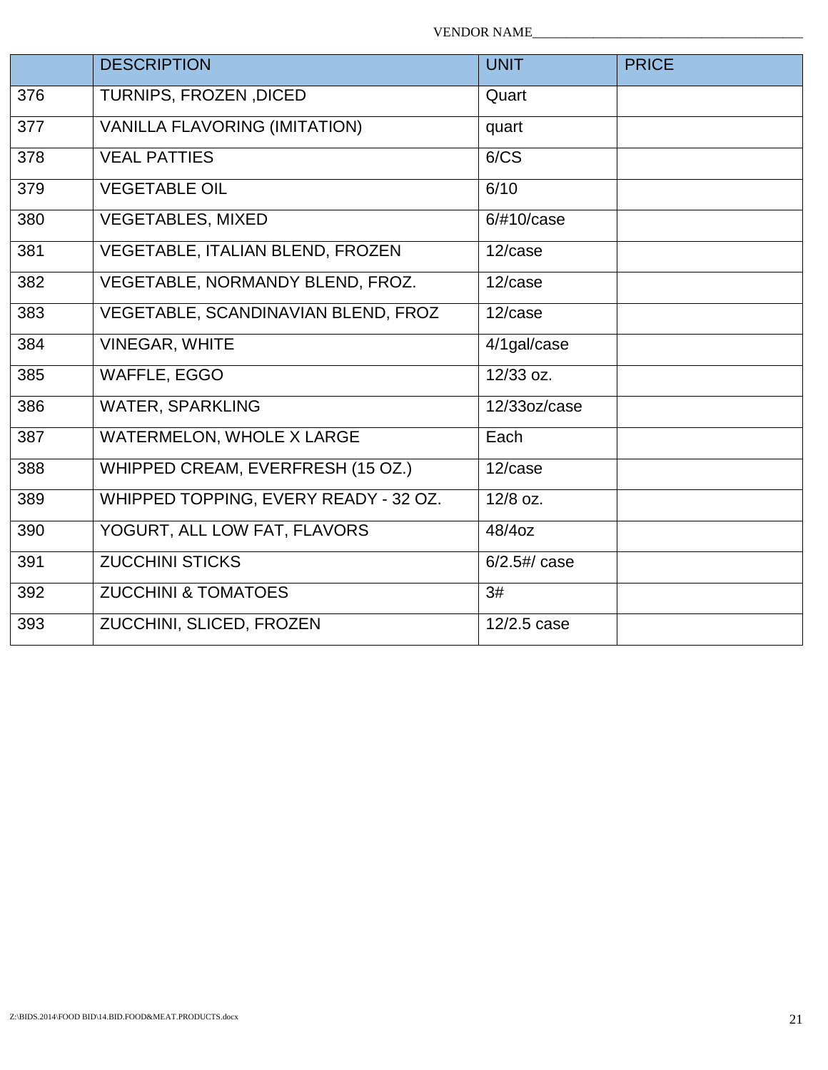VENDOR NAME_______________________________________

| | DESCRIPTION | UNIT | PRICE |
|---|---|---|---|
| 376 | TURNIPS, FROZEN ,DICED | Quart | |
| 377 | VANILLA FLAVORING (IMITATION) | quart | |
| 378 | VEAL PATTIES | 6/CS | |
| 379 | VEGETABLE OIL | 6/10 | |
| 380 | VEGETABLES, MIXED | 6/#10/case | |
| 381 | VEGETABLE, ITALIAN BLEND, FROZEN | 12/case | |
| 382 | VEGETABLE, NORMANDY BLEND, FROZ. | 12/case | |
| 383 | VEGETABLE, SCANDINAVIAN BLEND, FROZ | 12/case | |
| 384 | VINEGAR, WHITE | 4/1gal/case | |
| 385 | WAFFLE, EGGO | 12/33 oz. | |
| 386 | WATER, SPARKLING | 12/33oz/case | |
| 387 | WATERMELON, WHOLE X LARGE | Each | |
| 388 | WHIPPED CREAM, EVERFRESH (15 OZ.) | 12/case | |
| 389 | WHIPPED TOPPING, EVERY READY - 32 OZ. | 12/8 oz. | |
| 390 | YOGURT, ALL LOW FAT, FLAVORS | 48/4oz | |
| 391 | ZUCCHINI STICKS | 6/2.5#/ case | |
| 392 | ZUCCHINI & TOMATOES | 3# | |
| 393 | ZUCCHINI, SLICED, FROZEN | 12/2.5 case | |

Z:\BIDS.2014\FOOD BID\14.BID.FOOD&MEAT.PRODUCTS.docx